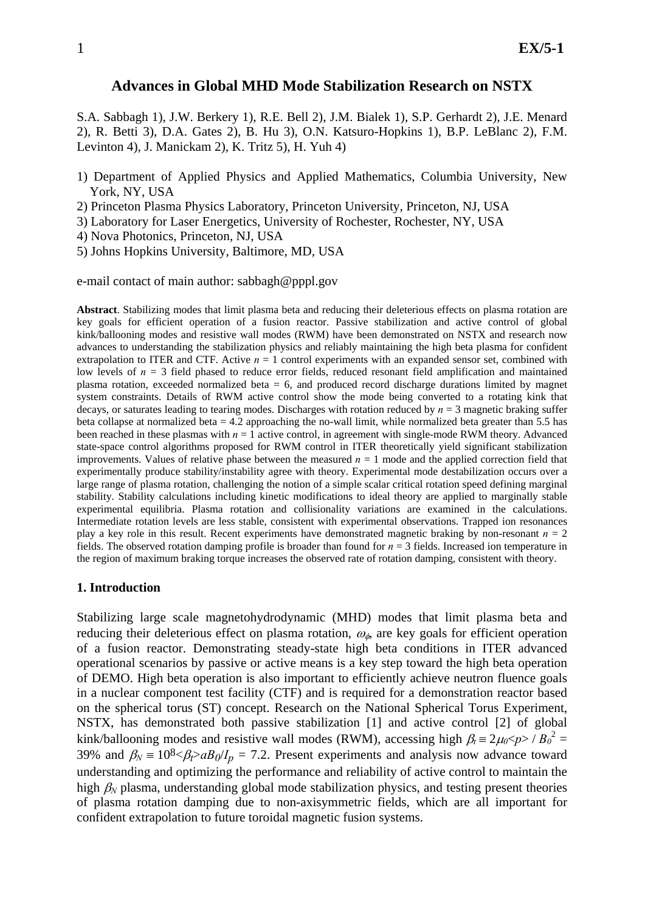# Advances in Global MHD Mode Stabilization Research on NSTX

S.A. Sabbagh 1), J.W. Berkery 1), R.E. Bell 2), J.M. Bialek 1), S.P. Gerhardt 2), J.E. Menard 2), R. Betti 3), D.A. Gates 2), B. Hu 3), O.N. Katsuro-Hopkins 1), B.P. LeBlanc 2), F.M. Levinton 4), J. Manickam 2), K. Tritz 5), H. Yuh 4)

1) Department of Applied Physics and Applied Mathematics, Columbia University, New York, NY, USA
2) Princeton Plasma Physics Laboratory, Princeton University, Princeton, NJ, USA
3) Laboratory for Laser Energetics, University of Rochester, Rochester, NY, USA
4) Nova Photonics, Princeton, NJ, USA
5) Johns Hopkins University, Baltimore, MD, USA

e-mail contact of main author: sabbagh@pppl.gov

**Abstract**. Stabilizing modes that limit plasma beta and reducing their deleterious effects on plasma rotation are key goals for efficient operation of a fusion reactor. Passive stabilization and active control of global kink/ballooning modes and resistive wall modes (RWM) have been demonstrated on NSTX and research now advances to understanding the stabilization physics and reliably maintaining the high beta plasma for confident extrapolation to ITER and CTF. Active $n = 1$ control experiments with an expanded sensor set, combined with low levels of $n = 3$ field phased to reduce error fields, reduced resonant field amplification and maintained plasma rotation, exceeded normalized beta = 6, and produced record discharge durations limited by magnet system constraints. Details of RWM active control show the mode being converted to a rotating kink that decays, or saturates leading to tearing modes. Discharges with rotation reduced by $n = 3$ magnetic braking suffer beta collapse at normalized beta = 4.2 approaching the no-wall limit, while normalized beta greater than 5.5 has been reached in these plasmas with $n = 1$ active control, in agreement with single-mode RWM theory. Advanced state-space control algorithms proposed for RWM control in ITER theoretically yield significant stabilization improvements. Values of relative phase between the measured $n = 1$ mode and the applied correction field that experimentally produce stability/instability agree with theory. Experimental mode destabilization occurs over a large range of plasma rotation, challenging the notion of a simple scalar critical rotation speed defining marginal stability. Stability calculations including kinetic modifications to ideal theory are applied to marginally stable experimental equilibria. Plasma rotation and collisionality variations are examined in the calculations. Intermediate rotation levels are less stable, consistent with experimental observations. Trapped ion resonances play a key role in this result. Recent experiments have demonstrated magnetic braking by non-resonant $n = 2$ fields. The observed rotation damping profile is broader than found for $n = 3$ fields. Increased ion temperature in the region of maximum braking torque increases the observed rate of rotation damping, consistent with theory.

## 1. Introduction

Stabilizing large scale magnetohydrodynamic (MHD) modes that limit plasma beta and reducing their deleterious effect on plasma rotation, $\omega_\phi$, are key goals for efficient operation of a fusion reactor. Demonstrating steady-state high beta conditions in ITER advanced operational scenarios by passive or active means is a key step toward the high beta operation of DEMO. High beta operation is also important to efficiently achieve neutron fluence goals in a nuclear component test facility (CTF) and is required for a demonstration reactor based on the spherical torus (ST) concept. Research on the National Spherical Torus Experiment, NSTX, has demonstrated both passive stabilization [1] and active control [2] of global kink/ballooning modes and resistive wall modes (RWM), accessing high $\beta_t \equiv 2\mu_0\langle p\rangle / B_0^2$ = 39% and $\beta_N \equiv 10^8\langle\beta_t\rangle aB_0/I_p$ = 7.2. Present experiments and analysis now advance toward understanding and optimizing the performance and reliability of active control to maintain the high $\beta_N$ plasma, understanding global mode stabilization physics, and testing present theories of plasma rotation damping due to non-axisymmetric fields, which are all important for confident extrapolation to future toroidal magnetic fusion systems.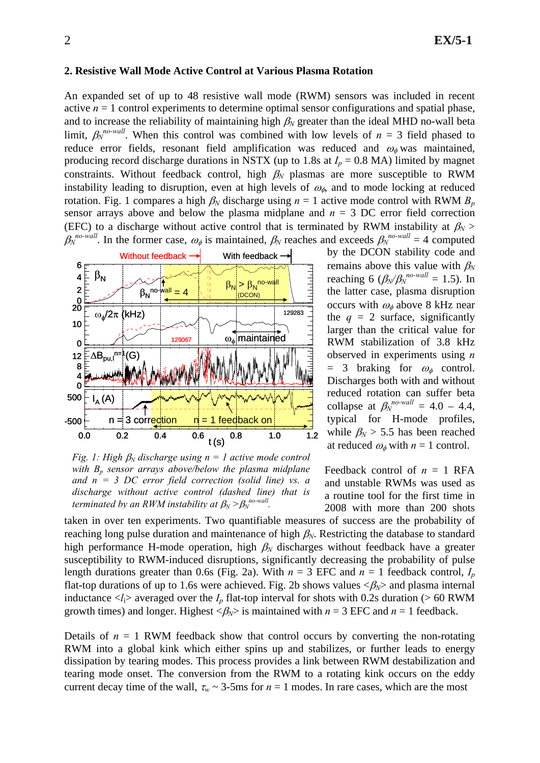## 2. Resistive Wall Mode Active Control at Various Plasma Rotation

An expanded set of up to 48 resistive wall mode (RWM) sensors was included in recent active $n = 1$ control experiments to determine optimal sensor configurations and spatial phase, and to increase the reliability of maintaining high $\beta_N$ greater than the ideal MHD no-wall beta limit, $\beta_N^{no\text{-}wall}$. When this control was combined with low levels of $n = 3$ field phased to reduce error fields, resonant field amplification was reduced and $\omega_\phi$ was maintained, producing record discharge durations in NSTX (up to 1.8s at $I_p = 0.8$ MA) limited by magnet constraints. Without feedback control, high $\beta_N$ plasmas are more susceptible to RWM instability leading to disruption, even at high levels of $\omega_\phi$, and to mode locking at reduced rotation. Fig. 1 compares a high $\beta_N$ discharge using $n = 1$ active mode control with RWM $B_p$ sensor arrays above and below the plasma midplane and $n = 3$ DC error field correction (EFC) to a discharge without active control that is terminated by RWM instability at $\beta_N > \beta_N^{no\text{-}wall}$. In the former case, $\omega_\phi$ is maintained, $\beta_N$ reaches and exceeds $\beta_N^{no\text{-}wall} = 4$ computed by the DCON stability code and remains above this value with $\beta_N$ reaching 6 ($\beta_N/\beta_N^{no\text{-}wall} = 1.5$). In the latter case, plasma disruption occurs with $\omega_\phi$ above 8 kHz near the $q = 2$ surface, significantly larger than the critical value for RWM stabilization of 3.8 kHz observed in experiments using $n = 3$ braking for $\omega_\phi$ control. Discharges both with and without reduced rotation can suffer beta collapse at $\beta_N^{no\text{-}wall} = 4.0 - 4.4$, typical for H-mode profiles, while $\beta_N > 5.5$ has been reached at reduced $\omega_\phi$ with $n = 1$ control.

*Fig. 1: High $\beta_N$ discharge using $n = 1$ active mode control with $B_p$ sensor arrays above/below the plasma midplane and $n = 3$ DC error field correction (solid line) vs. a discharge without active control (dashed line) that is terminated by an RWM instability at $\beta_N > \beta_N^{no\text{-}wall}$.*

Feedback control of $n = 1$ RFA and unstable RWMs was used as a routine tool for the first time in 2008 with more than 200 shots taken in over ten experiments. Two quantifiable measures of success are the probability of reaching long pulse duration and maintenance of high $\beta_N$. Restricting the database to standard high performance H-mode operation, high $\beta_N$ discharges without feedback have a greater susceptibility to RWM-induced disruptions, significantly decreasing the probability of pulse length durations greater than 0.6s (Fig. 2a). With $n = 3$ EFC and $n = 1$ feedback control, $I_p$ flat-top durations of up to 1.6s were achieved. Fig. 2b shows values $\langle\beta_N\rangle$ and plasma internal inductance $\langle l_i\rangle$ averaged over the $I_p$ flat-top interval for shots with 0.2s duration (> 60 RWM growth times) and longer. Highest $\langle\beta_N\rangle$ is maintained with $n = 3$ EFC and $n = 1$ feedback.

Details of $n = 1$ RWM feedback show that control occurs by converting the non-rotating RWM into a global kink which either spins up and stabilizes, or further leads to energy dissipation by tearing modes. This process provides a link between RWM destabilization and tearing mode onset. The conversion from the RWM to a rotating kink occurs on the eddy current decay time of the wall, $\tau_w \sim$ 3-5ms for $n = 1$ modes. In rare cases, which are the most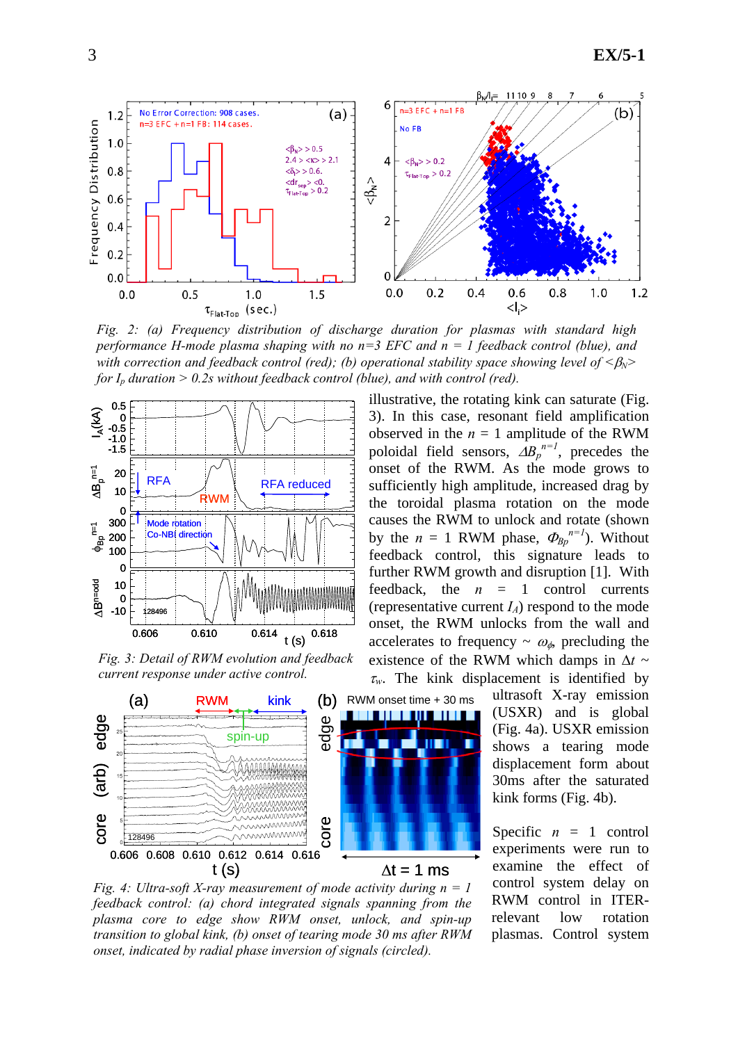*Fig. 2: (a) Frequency distribution of discharge duration for plasmas with standard high performance H-mode plasma shaping with no n=3 EFC and n = 1 feedback control (blue), and with correction and feedback control (red); (b) operational stability space showing level of $<\beta_N>$ for $I_p$ duration > 0.2s without feedback control (blue), and with control (red).*

*Fig. 3: Detail of RWM evolution and feedback current response under active control.*

illustrative, the rotating kink can saturate (Fig. 3). In this case, resonant field amplification observed in the $n$ = 1 amplitude of the RWM poloidal field sensors, $\Delta B_p^{n=1}$, precedes the onset of the RWM. As the mode grows to sufficiently high amplitude, increased drag by the toroidal plasma rotation on the mode causes the RWM to unlock and rotate (shown by the $n$ = 1 RWM phase, $\Phi_{Bp}^{n=1}$). Without feedback control, this signature leads to further RWM growth and disruption [1]. With feedback, the $n$ = 1 control currents (representative current $I_A$) respond to the mode onset, the RWM unlocks from the wall and accelerates to frequency ~ $\omega_\phi$, precluding the existence of the RWM which damps in $\Delta t$ ~ $\tau_w$. The kink displacement is identified by ultrasoft X-ray emission (USXR) and is global (Fig. 4a). USXR emission shows a tearing mode displacement form about 30ms after the saturated kink forms (Fig. 4b).

*Fig. 4: Ultra-soft X-ray measurement of mode activity during n = 1 feedback control: (a) chord integrated signals spanning from the plasma core to edge show RWM onset, unlock, and spin-up transition to global kink, (b) onset of tearing mode 30 ms after RWM onset, indicated by radial phase inversion of signals (circled).*

Specific $n$ = 1 control experiments were run to examine the effect of control system delay on RWM control in ITER-relevant low rotation plasmas. Control system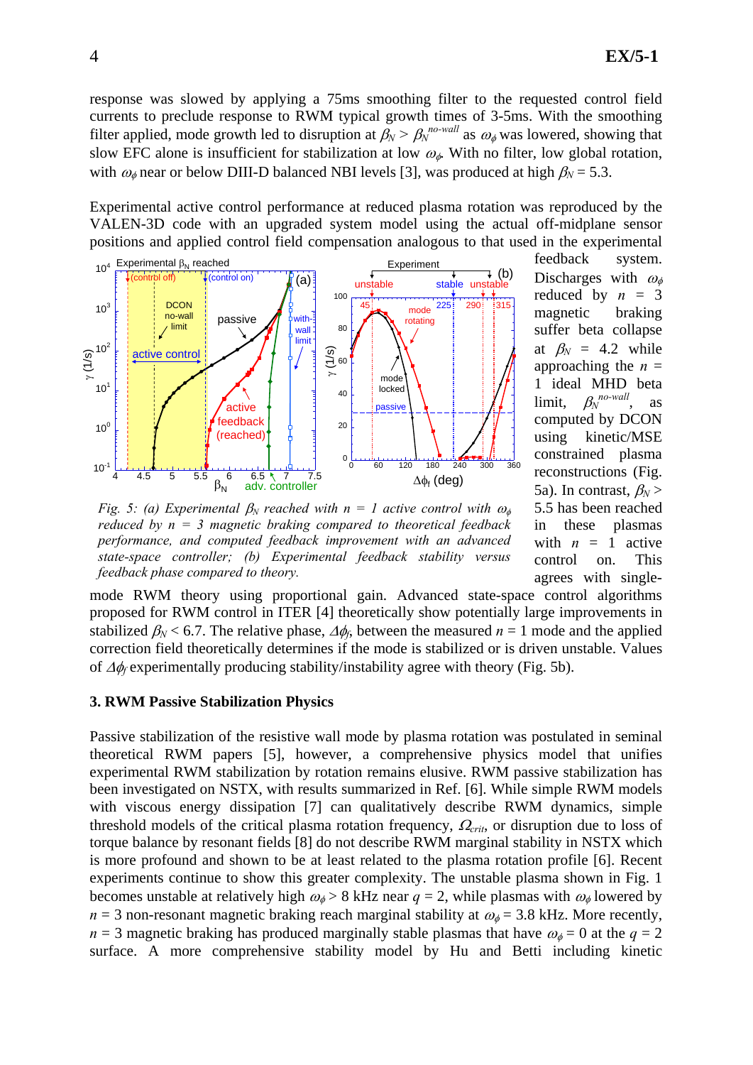response was slowed by applying a 75ms smoothing filter to the requested control field currents to preclude response to RWM typical growth times of 3-5ms. With the smoothing filter applied, mode growth led to disruption at $\beta_N > \beta_N^{no\text{-}wall}$ as $\omega_\phi$ was lowered, showing that slow EFC alone is insufficient for stabilization at low $\omega_\phi$. With no filter, low global rotation, with $\omega_\phi$ near or below DIII-D balanced NBI levels [3], was produced at high $\beta_N = 5.3$.

Experimental active control performance at reduced plasma rotation was reproduced by the VALEN-3D code with an upgraded system model using the actual off-midplane sensor positions and applied control field compensation analogous to that used in the experimental feedback system. Discharges with $\omega_\phi$ reduced by $n = 3$ magnetic braking suffer beta collapse at $\beta_N = 4.2$ while approaching the $n = 1$ ideal MHD beta limit, $\beta_N^{no\text{-}wall}$, as computed by DCON using kinetic/MSE constrained plasma reconstructions (Fig. 5a). In contrast, $\beta_N > 5.5$ has been reached in these plasmas with $n = 1$ active control on. This agrees with single-mode RWM theory using proportional gain. Advanced state-space control algorithms proposed for RWM control in ITER [4] theoretically show potentially large improvements in stabilized $\beta_N < 6.7$. The relative phase, $\Delta\phi_f$, between the measured $n = 1$ mode and the applied correction field theoretically determines if the mode is stabilized or is driven unstable. Values of $\Delta\phi_f$ experimentally producing stability/instability agree with theory (Fig. 5b).

*Fig. 5: (a) Experimental $\beta_N$ reached with $n = 1$ active control with $\omega_\phi$ reduced by $n = 3$ magnetic braking compared to theoretical feedback performance, and computed feedback improvement with an advanced state-space controller; (b) Experimental feedback stability versus feedback phase compared to theory.*

## 3. RWM Passive Stabilization Physics

Passive stabilization of the resistive wall mode by plasma rotation was postulated in seminal theoretical RWM papers [5], however, a comprehensive physics model that unifies experimental RWM stabilization by rotation remains elusive. RWM passive stabilization has been investigated on NSTX, with results summarized in Ref. [6]. While simple RWM models with viscous energy dissipation [7] can qualitatively describe RWM dynamics, simple threshold models of the critical plasma rotation frequency, $\Omega_{crit}$, or disruption due to loss of torque balance by resonant fields [8] do not describe RWM marginal stability in NSTX which is more profound and shown to be at least related to the plasma rotation profile [6]. Recent experiments continue to show this greater complexity. The unstable plasma shown in Fig. 1 becomes unstable at relatively high $\omega_\phi > 8$ kHz near $q = 2$, while plasmas with $\omega_\phi$ lowered by $n = 3$ non-resonant magnetic braking reach marginal stability at $\omega_\phi = 3.8$ kHz. More recently, $n = 3$ magnetic braking has produced marginally stable plasmas that have $\omega_\phi = 0$ at the $q = 2$ surface. A more comprehensive stability model by Hu and Betti including kinetic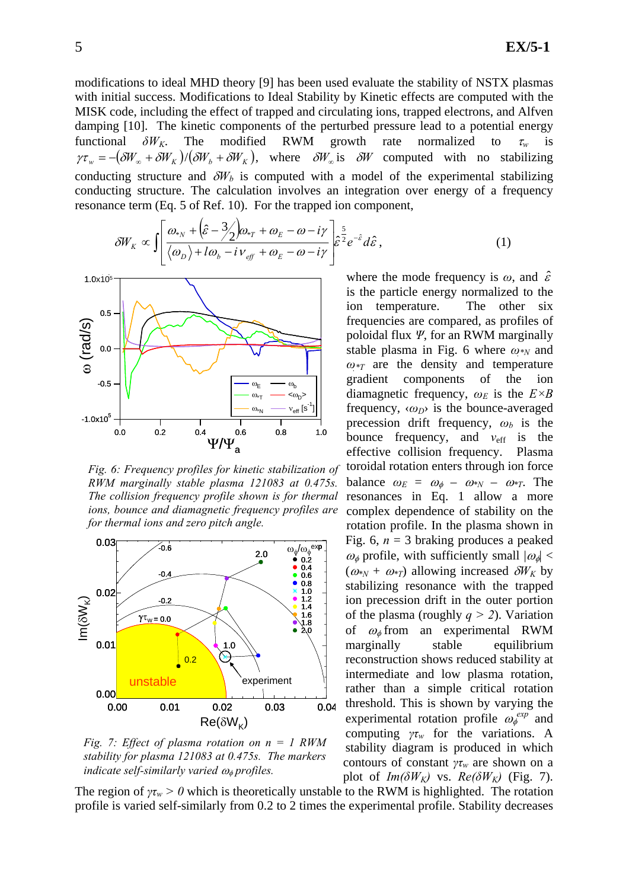modifications to ideal MHD theory [9] has been used evaluate the stability of NSTX plasmas with initial success. Modifications to Ideal Stability by Kinetic effects are computed with the MISK code, including the effect of trapped and circulating ions, trapped electrons, and Alfven damping [10]. The kinetic components of the perturbed pressure lead to a potential energy functional $\delta W_K$. The modified RWM growth rate normalized to $\tau_w$ is $\gamma\tau_w = -(\delta W_\infty + \delta W_K)/(\delta W_b + \delta W_K)$, where $\delta W_\infty$ is $\delta W$ computed with no stabilizing conducting structure and $\delta W_b$ is computed with a model of the experimental stabilizing conducting structure. The calculation involves an integration over energy of a frequency resonance term (Eq. 5 of Ref. 10). For the trapped ion component,

$$\delta W_K \propto \int \left[ \frac{\omega_{*N} + \left(\hat{\varepsilon} - \frac{3}{2}\right)\omega_{*T} + \omega_E - \omega - i\gamma}{\langle \omega_D \rangle + l\omega_b - i\nu_{eff} + \omega_E - \omega - i\gamma} \right] \hat{\varepsilon}^{\frac{5}{2}} e^{-\hat{\varepsilon}} d\hat{\varepsilon}, \tag{1}$$

where the mode frequency is $\omega$, and $\hat{\varepsilon}$ is the particle energy normalized to the ion temperature. The other six frequencies are compared, as profiles of poloidal flux $\Psi$, for an RWM marginally stable plasma in Fig. 6 where $\omega_{*N}$ and $\omega_{*T}$ are the density and temperature gradient components of the ion diamagnetic frequency, $\omega_E$ is the $E \times B$ frequency, $\langle\omega_D\rangle$ is the bounce-averaged precession drift frequency, $\omega_b$ is the bounce frequency, and $\nu_{eff}$ is the effective collision frequency. Plasma toroidal rotation enters through ion force balance $\omega_E = \omega_\phi - \omega_{*N} - \omega_{*T}$. The resonances in Eq. 1 allow a more complex dependence of stability on the rotation profile. In the plasma shown in Fig. 6, $n = 3$ braking produces a peaked $\omega_\phi$ profile, with sufficiently small $|\omega_\phi| < (\omega_{*N} + \omega_{*T})$ allowing increased $\delta W_K$ by stabilizing resonance with the trapped ion precession drift in the outer portion of the plasma (roughly $q > 2$). Variation of $\omega_\phi$ from an experimental RWM marginally stable equilibrium reconstruction shows reduced stability at intermediate and low plasma rotation, rather than a simple critical rotation threshold. This is shown by varying the experimental rotation profile $\omega_\phi^{exp}$ and computing $\gamma\tau_w$ for the variations. A stability diagram is produced in which contours of constant $\gamma\tau_w$ are shown on a plot of $Im(\delta W_K)$ vs. $Re(\delta W_K)$ (Fig. 7).

*Fig. 6: Frequency profiles for kinetic stabilization of RWM marginally stable plasma 121083 at 0.475s. The collision frequency profile shown is for thermal ions, bounce and diamagnetic frequency profiles are for thermal ions and zero pitch angle.*

*Fig. 7: Effect of plasma rotation on n = 1 RWM stability for plasma 121083 at 0.475s. The markers indicate self-similarly varied $\omega_\phi$ profiles.*

The region of $\gamma\tau_w > 0$ which is theoretically unstable to the RWM is highlighted. The rotation profile is varied self-similarly from 0.2 to 2 times the experimental profile. Stability decreases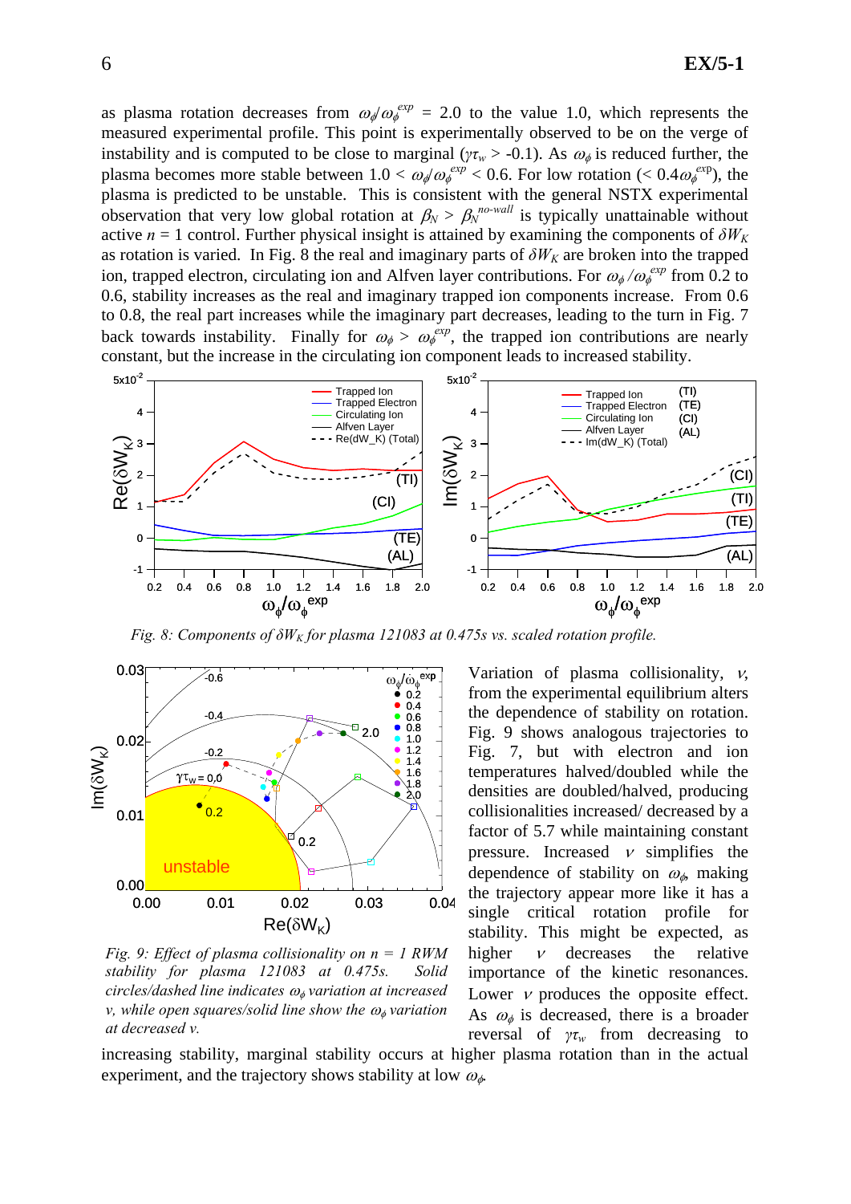as plasma rotation decreases from $\omega_\phi/\omega_\phi^{exp}$ = 2.0 to the value 1.0, which represents the measured experimental profile. This point is experimentally observed to be on the verge of instability and is computed to be close to marginal ($\gamma\tau_w$ > -0.1). As $\omega_\phi$ is reduced further, the plasma becomes more stable between 1.0 < $\omega_\phi/\omega_\phi^{exp}$ < 0.6. For low rotation (< $0.4\omega_\phi^{exp}$), the plasma is predicted to be unstable. This is consistent with the general NSTX experimental observation that very low global rotation at $\beta_N > \beta_N^{no\text{-}wall}$ is typically unattainable without active $n$ = 1 control. Further physical insight is attained by examining the components of $\delta W_K$ as rotation is varied. In Fig. 8 the real and imaginary parts of $\delta W_K$ are broken into the trapped ion, trapped electron, circulating ion and Alfven layer contributions. For $\omega_\phi/\omega_\phi^{exp}$ from 0.2 to 0.6, stability increases as the real and imaginary trapped ion components increase. From 0.6 to 0.8, the real part increases while the imaginary part decreases, leading to the turn in Fig. 7 back towards instability. Finally for $\omega_\phi > \omega_\phi^{exp}$, the trapped ion contributions are nearly constant, but the increase in the circulating ion component leads to increased stability.

*Fig. 8: Components of $\delta W_K$ for plasma 121083 at 0.475s vs. scaled rotation profile.*

*Fig. 9: Effect of plasma collisionality on n = 1 RWM stability for plasma 121083 at 0.475s. Solid circles/dashed line indicates $\omega_\phi$ variation at increased $\nu$, while open squares/solid line show the $\omega_\phi$ variation at decreased $\nu$.*

Variation of plasma collisionality, $\nu$, from the experimental equilibrium alters the dependence of stability on rotation. Fig. 9 shows analogous trajectories to Fig. 7, but with electron and ion temperatures halved/doubled while the densities are doubled/halved, producing collisionalities increased/ decreased by a factor of 5.7 while maintaining constant pressure. Increased $\nu$ simplifies the dependence of stability on $\omega_\phi$, making the trajectory appear more like it has a single critical rotation profile for stability. This might be expected, as higher $\nu$ decreases the relative importance of the kinetic resonances. Lower $\nu$ produces the opposite effect. As $\omega_\phi$ is decreased, there is a broader reversal of $\gamma\tau_w$ from decreasing to increasing stability, marginal stability occurs at higher plasma rotation than in the actual experiment, and the trajectory shows stability at low $\omega_\phi$.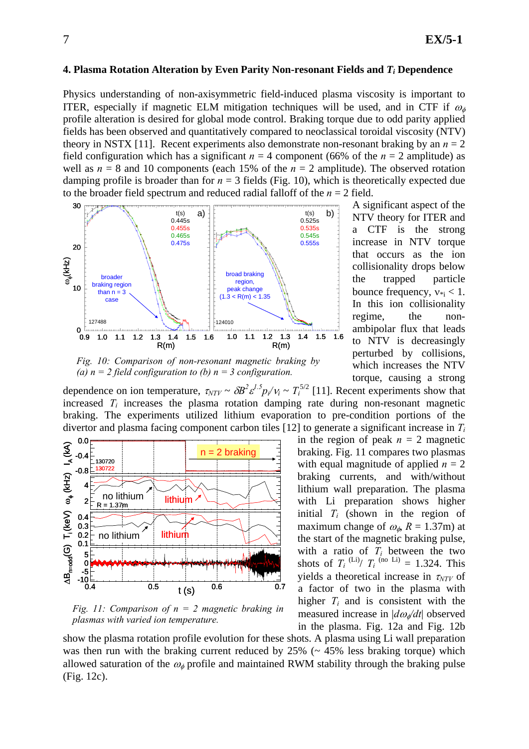## 4. Plasma Rotation Alteration by Even Parity Non-resonant Fields and $T_i$ Dependence

Physics understanding of non-axisymmetric field-induced plasma viscosity is important to ITER, especially if magnetic ELM mitigation techniques will be used, and in CTF if $\omega_\phi$ profile alteration is desired for global mode control. Braking torque due to odd parity applied fields has been observed and quantitatively compared to neoclassical toroidal viscosity (NTV) theory in NSTX [11]. Recent experiments also demonstrate non-resonant braking by an $n = 2$ field configuration which has a significant $n = 4$ component (66% of the $n = 2$ amplitude) as well as $n = 8$ and 10 components (each 15% of the $n = 2$ amplitude). The observed rotation damping profile is broader than for $n = 3$ fields (Fig. 10), which is theoretically expected due to the broader field spectrum and reduced radial falloff of the $n = 2$ field.

*Fig. 10: Comparison of non-resonant magnetic braking by (a) $n = 2$ field configuration to (b) $n = 3$ configuration.*

A significant aspect of the NTV theory for ITER and a CTF is the strong increase in NTV torque that occurs as the ion collisionality drops below the trapped particle bounce frequency, $\nu_{*i} < 1$. In this ion collisionality regime, the non-ambipolar flux that leads to NTV is decreasingly perturbed by collisions, which increases the NTV torque, causing a strong dependence on ion temperature, $\tau_{NTV} \sim \delta B^2 \varepsilon^{1.5} p_i/\nu_i \sim T_i^{5/2}$ [11]. Recent experiments show that increased $T_i$ increases the plasma rotation damping rate during non-resonant magnetic braking. The experiments utilized lithium evaporation to pre-condition portions of the divertor and plasma facing component carbon tiles [12] to generate a significant increase in $T_i$ in the region of peak $n = 2$ magnetic braking. Fig. 11 compares two plasmas with equal magnitude of applied $n = 2$ braking currents, and with/without lithium wall preparation. The plasma with Li preparation shows higher initial $T_i$ (shown in the region of maximum change of $\omega_\phi$, $R = 1.37$m) at the start of the magnetic braking pulse, with a ratio of $T_i$ between the two shots of $T_i^{(\mathrm{Li})}/T_i^{(\mathrm{no\ Li})} = 1.324$. This yields a theoretical increase in $\tau_{NTV}$ of a factor of two in the plasma with higher $T_i$ and is consistent with the measured increase in $|d\omega_\phi/dt|$ observed in the plasma. Fig. 12a and Fig. 12b show the plasma rotation profile evolution for these shots. A plasma using Li wall preparation was then run with the braking current reduced by 25% (~ 45% less braking torque) which allowed saturation of the $\omega_\phi$ profile and maintained RWM stability through the braking pulse (Fig. 12c).

*Fig. 11: Comparison of $n = 2$ magnetic braking in plasmas with varied ion temperature.*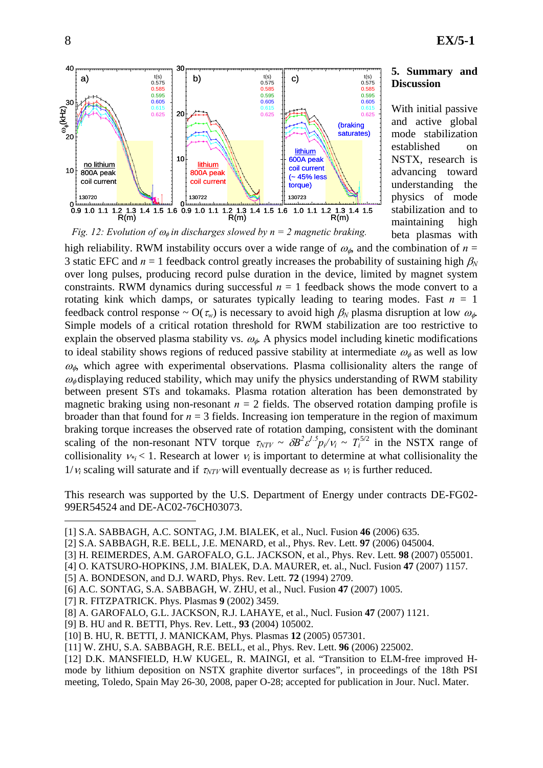a)

t(s)
0.575
0.585
0.595
0.605
0.615
0.625

no lithium
800A peak
coil current

130720

b)

t(s)
0.575
0.585
0.595
0.605
0.615
0.625

lithium
800A peak
coil current

130722

c)

t(s)
0.575
0.585
0.595
0.605
0.615
0.625

(braking
saturates)

lithium
600A peak
coil current
(~ 45% less
torque)

130723

$\omega_\phi$(kHz)

R(m)

*Fig. 12: Evolution of $\omega_\phi$ in discharges slowed by $n$ = 2 magnetic braking.*

## 5. Summary and Discussion

With initial passive and active global mode stabilization established on NSTX, research is advancing toward understanding the physics of mode stabilization and to maintaining high beta plasmas with high reliability. RWM instability occurs over a wide range of $\omega_\phi$, and the combination of $n$ = 3 static EFC and $n$ = 1 feedback control greatly increases the probability of sustaining high $\beta_N$ over long pulses, producing record pulse duration in the device, limited by magnet system constraints. RWM dynamics during successful $n$ = 1 feedback shows the mode convert to a rotating kink which damps, or saturates typically leading to tearing modes. Fast $n$ = 1 feedback control response ~ O($\tau_w$) is necessary to avoid high $\beta_N$ plasma disruption at low $\omega_\phi$. Simple models of a critical rotation threshold for RWM stabilization are too restrictive to explain the observed plasma stability vs. $\omega_\phi$. A physics model including kinetic modifications to ideal stability shows regions of reduced passive stability at intermediate $\omega_\phi$ as well as low $\omega_\phi$, which agree with experimental observations. Plasma collisionality alters the range of $\omega_\phi$ displaying reduced stability, which may unify the physics understanding of RWM stability between present STs and tokamaks. Plasma rotation alteration has been demonstrated by magnetic braking using non-resonant $n$ = 2 fields. The observed rotation damping profile is broader than that found for $n$ = 3 fields. Increasing ion temperature in the region of maximum braking torque increases the observed rate of rotation damping, consistent with the dominant scaling of the non-resonant NTV torque $\tau_{NTV} \sim \delta B^2 \varepsilon^{1.5} p_i/\nu_i \sim T_i^{5/2}$ in the NSTX range of collisionality $\nu_{*i} < 1$. Research at lower $\nu_i$ is important to determine at what collisionality the $1/\nu_i$ scaling will saturate and if $\tau_{NTV}$ will eventually decrease as $\nu_i$ is further reduced.

This research was supported by the U.S. Department of Energy under contracts DE-FG02-99ER54524 and DE-AC02-76CH03073.

---

[1] S.A. SABBAGH, A.C. SONTAG, J.M. BIALEK, et al., Nucl. Fusion **46** (2006) 635.
[2] S.A. SABBAGH, R.E. BELL, J.E. MENARD, et al., Phys. Rev. Lett. **97** (2006) 045004.
[3] H. REIMERDES, A.M. GAROFALO, G.L. JACKSON, et al., Phys. Rev. Lett. **98** (2007) 055001.
[4] O. KATSURO-HOPKINS, J.M. BIALEK, D.A. MAURER, et. al., Nucl. Fusion **47** (2007) 1157.
[5] A. BONDESON, and D.J. WARD, Phys. Rev. Lett. **72** (1994) 2709.
[6] A.C. SONTAG, S.A. SABBAGH, W. ZHU, et al., Nucl. Fusion **47** (2007) 1005.
[7] R. FITZPATRICK. Phys. Plasmas **9** (2002) 3459.
[8] A. GAROFALO, G.L. JACKSON, R.J. LAHAYE, et al., Nucl. Fusion **47** (2007) 1121.
[9] B. HU and R. BETTI, Phys. Rev. Lett., **93** (2004) 105002.
[10] B. HU, R. BETTI, J. MANICKAM, Phys. Plasmas **12** (2005) 057301.
[11] W. ZHU, S.A. SABBAGH, R.E. BELL, et al., Phys. Rev. Lett. **96** (2006) 225002.
[12] D.K. MANSFIELD, H.W KUGEL, R. MAINGI, et al. "Transition to ELM-free improved H-mode by lithium deposition on NSTX graphite divertor surfaces", in proceedings of the 18th PSI meeting, Toledo, Spain May 26-30, 2008, paper O-28; accepted for publication in Jour. Nucl. Mater.